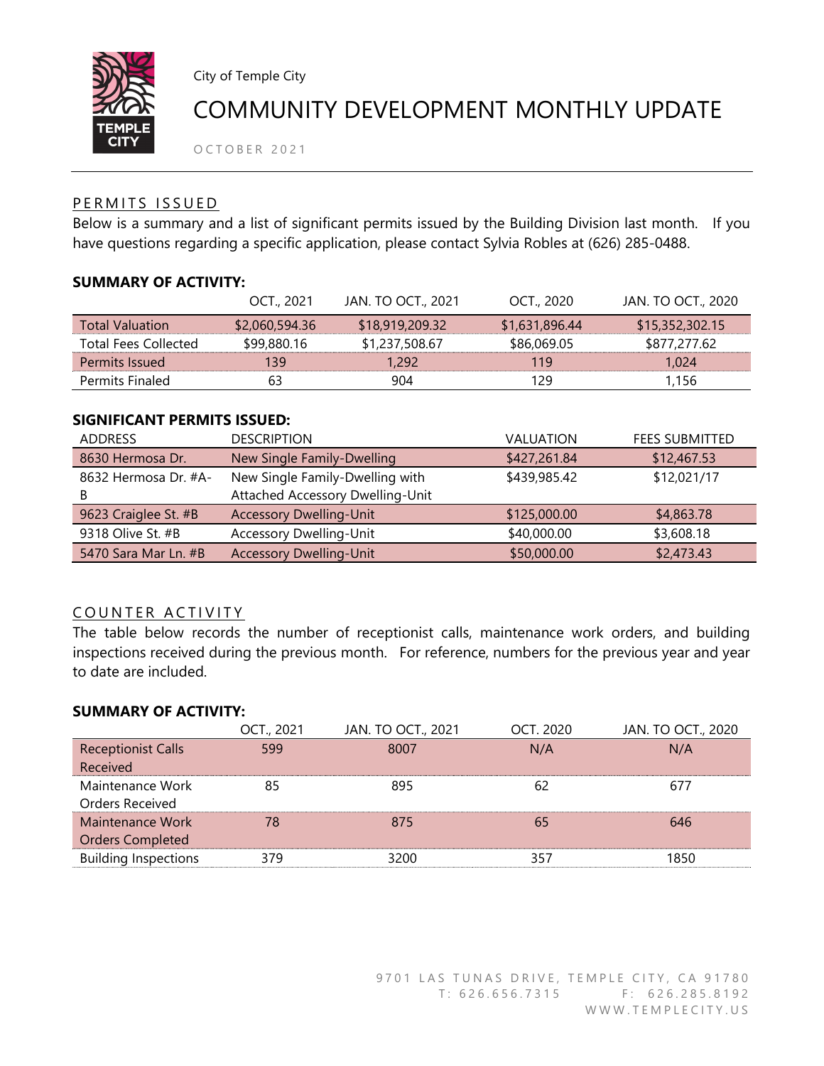City of Temple City

# COMMUNITY DEVELOPMENT MONTHLY UPDATE

OCTOBER 2021

## PERMITS ISSUED

Below is a summary and a list of significant permits issued by the Building Division last month. If you have questions regarding a specific application, please contact Sylvia Robles at (626) 285-0488.

**SUMMARY OF ACTIVITY:**

| | OCT., 2021 | JAN. TO OCT., 2021 | OCT., 2020 | JAN. TO OCT., 2020 |
|---|---|---|---|---|
| Total Valuation | $2,060,594.36 | $18,919,209.32 | $1,631,896.44 | $15,352,302.15 |
| Total Fees Collected | $99,880.16 | $1,237,508.67 | $86,069.05 | $877,277.62 |
| Permits Issued | 139 | 1,292 | 119 | 1,024 |
| Permits Finaled | 63 | 904 | 129 | 1,156 |

**SIGNIFICANT PERMITS ISSUED:**

| ADDRESS | DESCRIPTION | VALUATION | FEES SUBMITTED |
|---|---|---|---|
| 8630 Hermosa Dr. | New Single Family-Dwelling | $427,261.84 | $12,467.53 |
| 8632 Hermosa Dr. #A-B | New Single Family-Dwelling with Attached Accessory Dwelling-Unit | $439,985.42 | $12,021/17 |
| 9623 Craiglee St. #B | Accessory Dwelling-Unit | $125,000.00 | $4,863.78 |
| 9318 Olive St. #B | Accessory Dwelling-Unit | $40,000.00 | $3,608.18 |
| 5470 Sara Mar Ln. #B | Accessory Dwelling-Unit | $50,000.00 | $2,473.43 |

## COUNTER ACTIVITY

The table below records the number of receptionist calls, maintenance work orders, and building inspections received during the previous month. For reference, numbers for the previous year and year to date are included.

**SUMMARY OF ACTIVITY:**

| | OCT., 2021 | JAN. TO OCT., 2021 | OCT. 2020 | JAN. TO OCT., 2020 |
|---|---|---|---|---|
| Receptionist Calls Received | 599 | 8007 | N/A | N/A |
| Maintenance Work Orders Received | 85 | 895 | 62 | 677 |
| Maintenance Work Orders Completed | 78 | 875 | 65 | 646 |
| Building Inspections | 379 | 3200 | 357 | 1850 |

9701 LAS TUNAS DRIVE, TEMPLE CITY, CA 91780
T: 626.656.7315 F: 626.285.8192
WWW.TEMPLECITY.US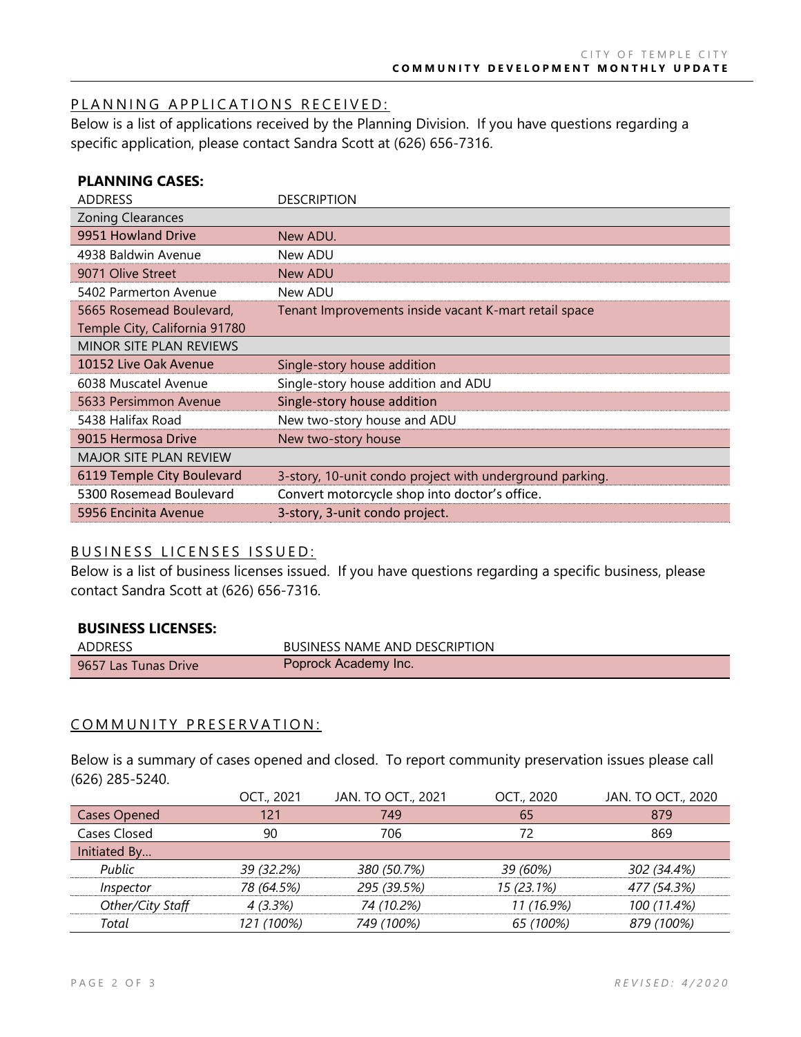## PLANNING APPLICATIONS RECEIVED:

Below is a list of applications received by the Planning Division. If you have questions regarding a specific application, please contact Sandra Scott at (626) 656-7316.

### PLANNING CASES:

| ADDRESS | DESCRIPTION |
|---|---|
| Zoning Clearances | |
| 9951 Howland Drive | New ADU. |
| 4938 Baldwin Avenue | New ADU |
| 9071 Olive Street | New ADU |
| 5402 Parmerton Avenue | New ADU |
| 5665 Rosemead Boulevard, Temple City, California 91780 | Tenant Improvements inside vacant K-mart retail space |
| MINOR SITE PLAN REVIEWS | |
| 10152 Live Oak Avenue | Single-story house addition |
| 6038 Muscatel Avenue | Single-story house addition and ADU |
| 5633 Persimmon Avenue | Single-story house addition |
| 5438 Halifax Road | New two-story house and ADU |
| 9015 Hermosa Drive | New two-story house |
| MAJOR SITE PLAN REVIEW | |
| 6119 Temple City Boulevard | 3-story, 10-unit condo project with underground parking. |
| 5300 Rosemead Boulevard | Convert motorcycle shop into doctor's office. |
| 5956 Encinita Avenue | 3-story, 3-unit condo project. |

## BUSINESS LICENSES ISSUED:

Below is a list of business licenses issued. If you have questions regarding a specific business, please contact Sandra Scott at (626) 656-7316.

### BUSINESS LICENSES:

| ADDRESS | BUSINESS NAME AND DESCRIPTION |
|---|---|
| 9657 Las Tunas Drive | Poprock Academy Inc. |

## COMMUNITY PRESERVATION:

Below is a summary of cases opened and closed. To report community preservation issues please call (626) 285-5240.

| | OCT., 2021 | JAN. TO OCT., 2021 | OCT., 2020 | JAN. TO OCT., 2020 |
|---|---|---|---|---|
| Cases Opened | 121 | 749 | 65 | 879 |
| Cases Closed | 90 | 706 | 72 | 869 |
| Initiated By… | | | | |
| *Public* | *39 (32.2%)* | *380 (50.7%)* | *39 (60%)* | *302 (34.4%)* |
| *Inspector* | *78 (64.5%)* | *295 (39.5%)* | *15 (23.1%)* | *477 (54.3%)* |
| *Other/City Staff* | *4 (3.3%)* | *74 (10.2%)* | *11 (16.9%)* | *100 (11.4%)* |
| *Total* | *121 (100%)* | *749 (100%)* | *65 (100%)* | *879 (100%)* |